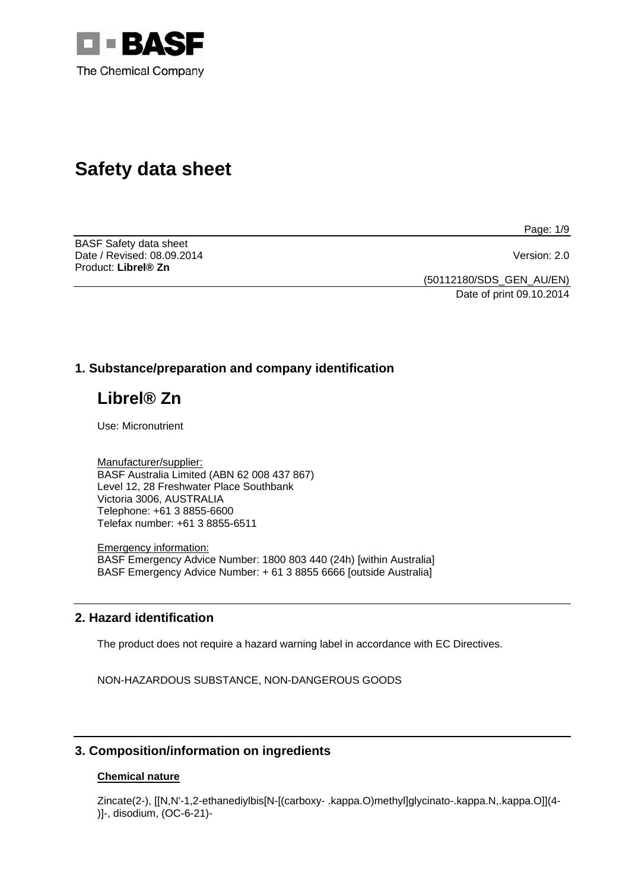BASF

The Chemical Company

# Safety data sheet

BASF Safety data sheet
Date / Revised: 08.09.2014
Version: 2.0
Product: **Librel® Zn**

(50112180/SDS_GEN_AU/EN)
Date of print 09.10.2014

## 1. Substance/preparation and company identification

# Librel® Zn

Use: Micronutrient

Manufacturer/supplier:
BASF Australia Limited (ABN 62 008 437 867)
Level 12, 28 Freshwater Place Southbank
Victoria 3006, AUSTRALIA
Telephone: +61 3 8855-6600
Telefax number: +61 3 8855-6511

Emergency information:
BASF Emergency Advice Number: 1800 803 440 (24h) [within Australia]
BASF Emergency Advice Number: + 61 3 8855 6666 [outside Australia]

## 2. Hazard identification

The product does not require a hazard warning label in accordance with EC Directives.

NON-HAZARDOUS SUBSTANCE, NON-DANGEROUS GOODS

## 3. Composition/information on ingredients

### Chemical nature

Zincate(2-), [[N,N'-1,2-ethanediylbis[N-[(carboxy- .kappa.O)methyl]glycinato-.kappa.N,.kappa.O]](4-)]-, disodium, (OC-6-21)-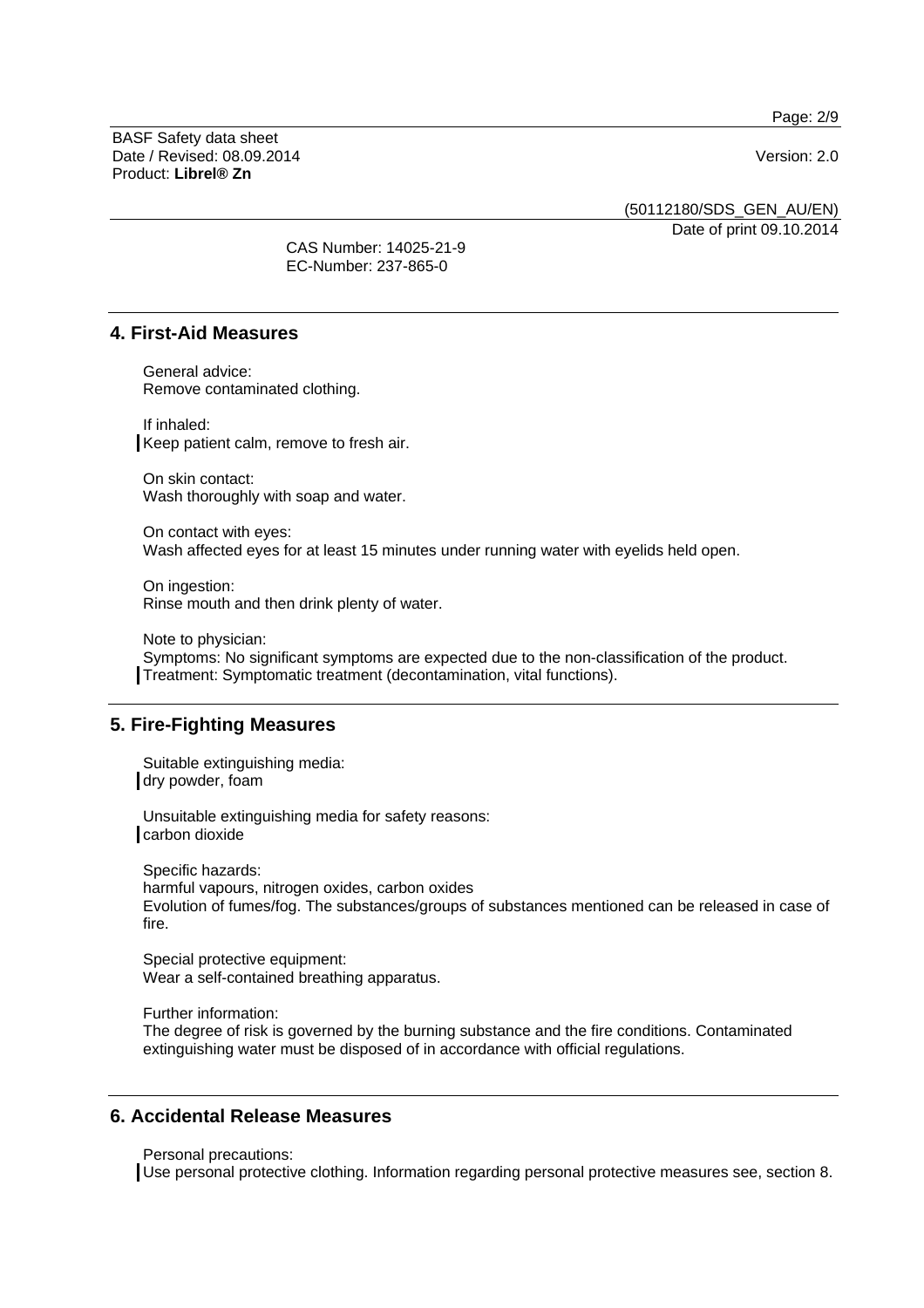CAS Number: 14025-21-9
EC-Number: 237-865-0

## 4. First-Aid Measures

General advice:
Remove contaminated clothing.

If inhaled:
Keep patient calm, remove to fresh air.

On skin contact:
Wash thoroughly with soap and water.

On contact with eyes:
Wash affected eyes for at least 15 minutes under running water with eyelids held open.

On ingestion:
Rinse mouth and then drink plenty of water.

Note to physician:
Symptoms: No significant symptoms are expected due to the non-classification of the product.
Treatment: Symptomatic treatment (decontamination, vital functions).

## 5. Fire-Fighting Measures

Suitable extinguishing media:
dry powder, foam

Unsuitable extinguishing media for safety reasons:
carbon dioxide

Specific hazards:
harmful vapours, nitrogen oxides, carbon oxides
Evolution of fumes/fog. The substances/groups of substances mentioned can be released in case of fire.

Special protective equipment:
Wear a self-contained breathing apparatus.

Further information:
The degree of risk is governed by the burning substance and the fire conditions. Contaminated extinguishing water must be disposed of in accordance with official regulations.

## 6. Accidental Release Measures

Personal precautions:
Use personal protective clothing. Information regarding personal protective measures see, section 8.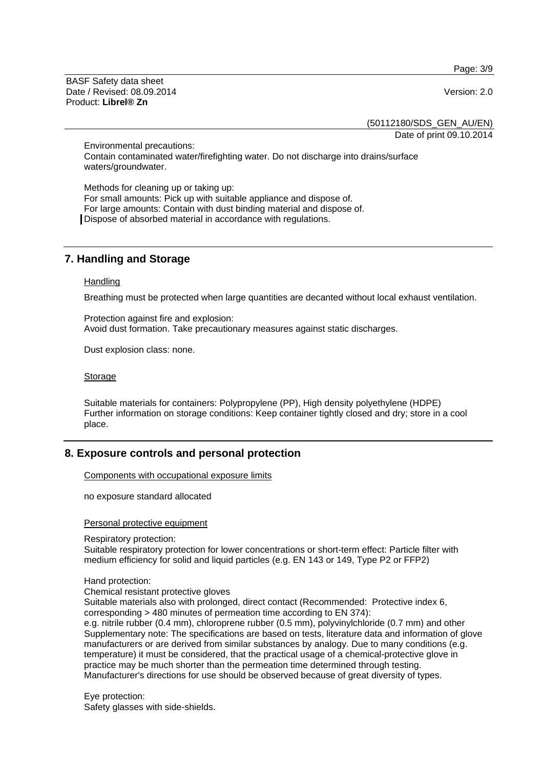Environmental precautions:
Contain contaminated water/firefighting water. Do not discharge into drains/surface waters/groundwater.

Methods for cleaning up or taking up:
For small amounts: Pick up with suitable appliance and dispose of.
For large amounts: Contain with dust binding material and dispose of.
Dispose of absorbed material in accordance with regulations.

## 7. Handling and Storage

Handling

Breathing must be protected when large quantities are decanted without local exhaust ventilation.

Protection against fire and explosion:
Avoid dust formation. Take precautionary measures against static discharges.

Dust explosion class: none.

Storage

Suitable materials for containers: Polypropylene (PP), High density polyethylene (HDPE)
Further information on storage conditions: Keep container tightly closed and dry; store in a cool place.

## 8. Exposure controls and personal protection

Components with occupational exposure limits

no exposure standard allocated

Personal protective equipment

Respiratory protection:
Suitable respiratory protection for lower concentrations or short-term effect: Particle filter with medium efficiency for solid and liquid particles (e.g. EN 143 or 149, Type P2 or FFP2)

Hand protection:
Chemical resistant protective gloves
Suitable materials also with prolonged, direct contact (Recommended: Protective index 6, corresponding > 480 minutes of permeation time according to EN 374):
e.g. nitrile rubber (0.4 mm), chloroprene rubber (0.5 mm), polyvinylchloride (0.7 mm) and other
Supplementary note: The specifications are based on tests, literature data and information of glove manufacturers or are derived from similar substances by analogy. Due to many conditions (e.g. temperature) it must be considered, that the practical usage of a chemical-protective glove in practice may be much shorter than the permeation time determined through testing.
Manufacturer's directions for use should be observed because of great diversity of types.

Eye protection:
Safety glasses with side-shields.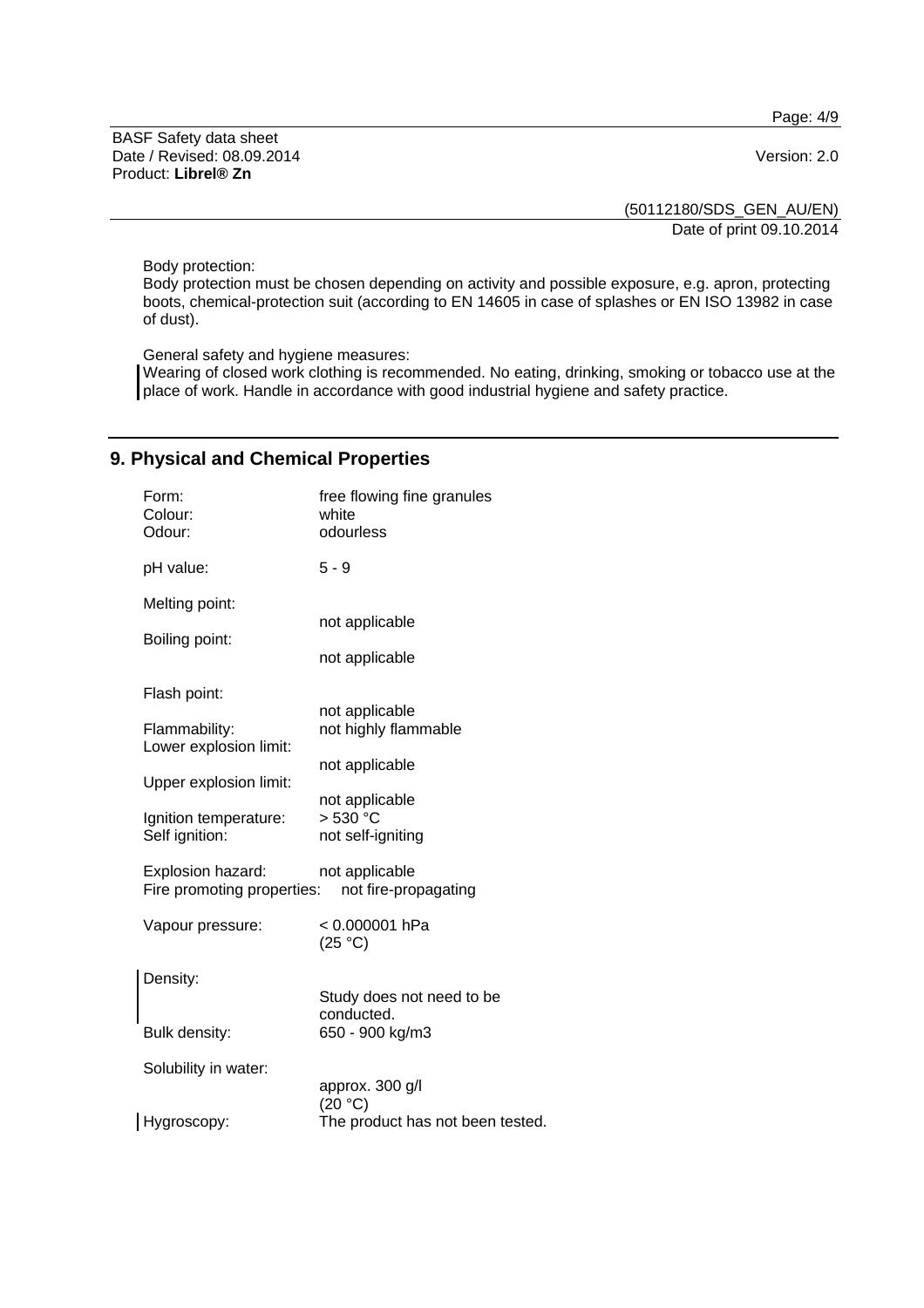Body protection:
Body protection must be chosen depending on activity and possible exposure, e.g. apron, protecting boots, chemical-protection suit (according to EN 14605 in case of splashes or EN ISO 13982 in case of dust).

General safety and hygiene measures:
Wearing of closed work clothing is recommended. No eating, drinking, smoking or tobacco use at the place of work. Handle in accordance with good industrial hygiene and safety practice.

## 9. Physical and Chemical Properties

| | |
|---|---|
| Form: | free flowing fine granules |
| Colour: | white |
| Odour: | odourless |
| pH value: | 5 - 9 |
| Melting point: | not applicable |
| Boiling point: | not applicable |
| Flash point: | not applicable |
| Flammability: | not highly flammable |
| Lower explosion limit: | not applicable |
| Upper explosion limit: | not applicable |
| Ignition temperature: | > 530 °C |
| Self ignition: | not self-igniting |
| Explosion hazard: | not applicable |
| Fire promoting properties: | not fire-propagating |
| Vapour pressure: | < 0.000001 hPa (25 °C) |
| Density: | Study does not need to be conducted. |
| Bulk density: | 650 - 900 kg/m3 |
| Solubility in water: | approx. 300 g/l (20 °C) |
| Hygroscopy: | The product has not been tested. |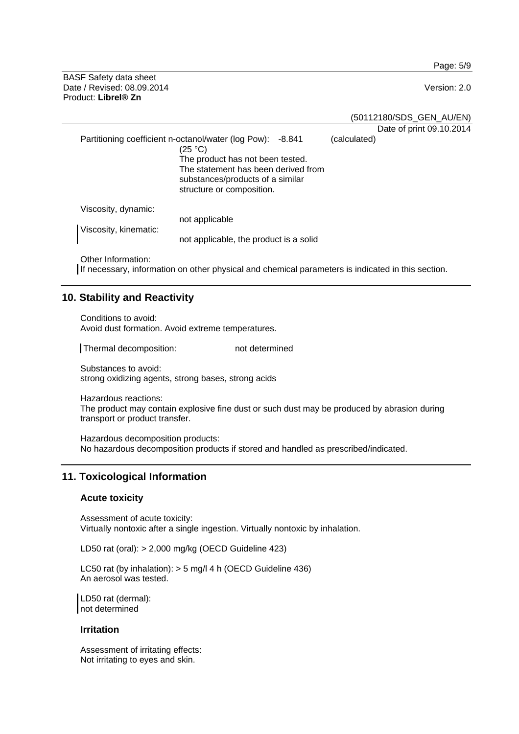Partitioning coefficient n-octanol/water (log Pow): -8.841 (25 °C) (calculated)
The product has not been tested. The statement has been derived from substances/products of a similar structure or composition.

Viscosity, dynamic:
not applicable

Viscosity, kinematic:
not applicable, the product is a solid

Other Information:
If necessary, information on other physical and chemical parameters is indicated in this section.

## 10. Stability and Reactivity

Conditions to avoid:
Avoid dust formation. Avoid extreme temperatures.

Thermal decomposition: not determined

Substances to avoid:
strong oxidizing agents, strong bases, strong acids

Hazardous reactions:
The product may contain explosive fine dust or such dust may be produced by abrasion during transport or product transfer.

Hazardous decomposition products:
No hazardous decomposition products if stored and handled as prescribed/indicated.

## 11. Toxicological Information

### Acute toxicity

Assessment of acute toxicity:
Virtually nontoxic after a single ingestion. Virtually nontoxic by inhalation.

LD50 rat (oral): > 2,000 mg/kg (OECD Guideline 423)

LC50 rat (by inhalation): > 5 mg/l 4 h (OECD Guideline 436)
An aerosol was tested.

LD50 rat (dermal):
not determined

### Irritation

Assessment of irritating effects:
Not irritating to eyes and skin.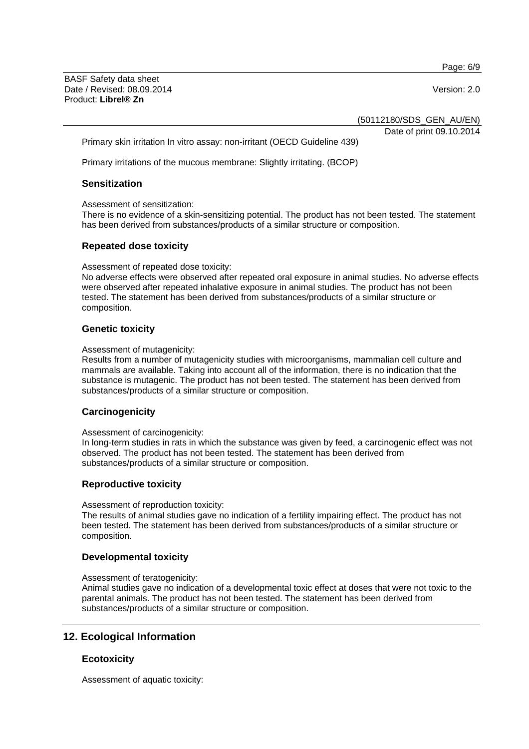Primary skin irritation In vitro assay: non-irritant (OECD Guideline 439)

Primary irritations of the mucous membrane: Slightly irritating. (BCOP)

### Sensitization

Assessment of sensitization:
There is no evidence of a skin-sensitizing potential. The product has not been tested. The statement has been derived from substances/products of a similar structure or composition.

### Repeated dose toxicity

Assessment of repeated dose toxicity:
No adverse effects were observed after repeated oral exposure in animal studies. No adverse effects were observed after repeated inhalative exposure in animal studies. The product has not been tested. The statement has been derived from substances/products of a similar structure or composition.

### Genetic toxicity

Assessment of mutagenicity:
Results from a number of mutagenicity studies with microorganisms, mammalian cell culture and mammals are available. Taking into account all of the information, there is no indication that the substance is mutagenic. The product has not been tested. The statement has been derived from substances/products of a similar structure or composition.

### Carcinogenicity

Assessment of carcinogenicity:
In long-term studies in rats in which the substance was given by feed, a carcinogenic effect was not observed. The product has not been tested. The statement has been derived from substances/products of a similar structure or composition.

### Reproductive toxicity

Assessment of reproduction toxicity:
The results of animal studies gave no indication of a fertility impairing effect. The product has not been tested. The statement has been derived from substances/products of a similar structure or composition.

### Developmental toxicity

Assessment of teratogenicity:
Animal studies gave no indication of a developmental toxic effect at doses that were not toxic to the parental animals. The product has not been tested. The statement has been derived from substances/products of a similar structure or composition.

## 12. Ecological Information

### Ecotoxicity

Assessment of aquatic toxicity: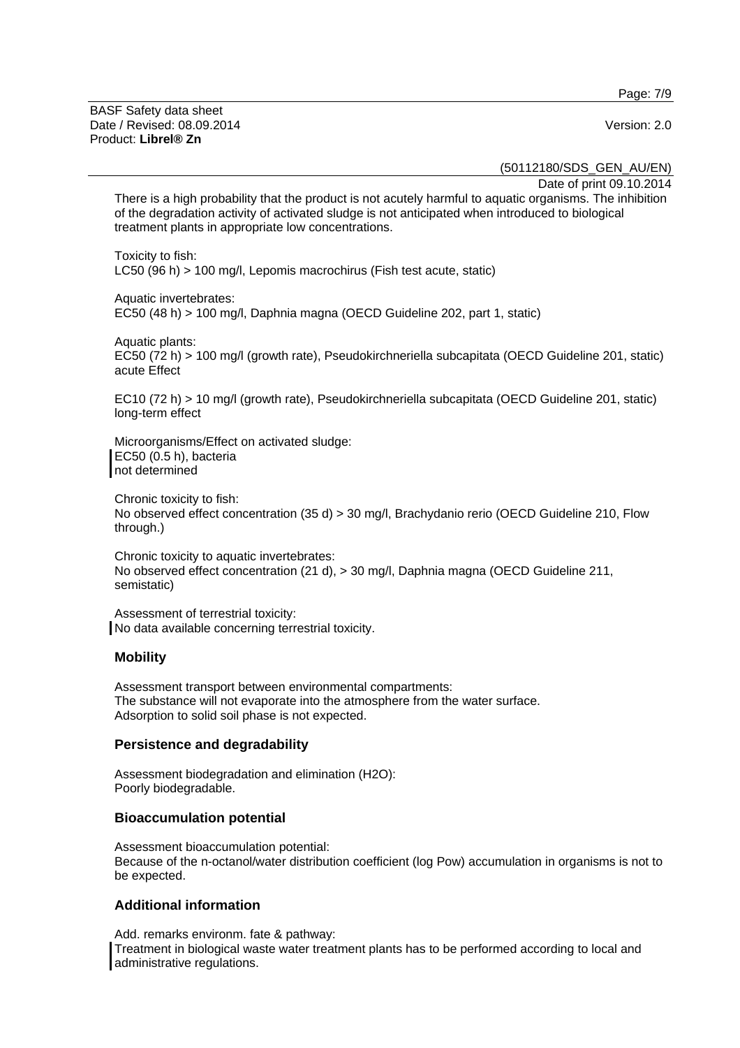There is a high probability that the product is not acutely harmful to aquatic organisms. The inhibition of the degradation activity of activated sludge is not anticipated when introduced to biological treatment plants in appropriate low concentrations.

Toxicity to fish:
LC50 (96 h) > 100 mg/l, Lepomis macrochirus (Fish test acute, static)

Aquatic invertebrates:
EC50 (48 h) > 100 mg/l, Daphnia magna (OECD Guideline 202, part 1, static)

Aquatic plants:
EC50 (72 h) > 100 mg/l (growth rate), Pseudokirchneriella subcapitata (OECD Guideline 201, static) acute Effect

EC10 (72 h) > 10 mg/l (growth rate), Pseudokirchneriella subcapitata (OECD Guideline 201, static) long-term effect

Microorganisms/Effect on activated sludge:
EC50 (0.5 h), bacteria
not determined

Chronic toxicity to fish:
No observed effect concentration (35 d) > 30 mg/l, Brachydanio rerio (OECD Guideline 210, Flow through.)

Chronic toxicity to aquatic invertebrates:
No observed effect concentration (21 d), > 30 mg/l, Daphnia magna (OECD Guideline 211, semistatic)

Assessment of terrestrial toxicity:
No data available concerning terrestrial toxicity.

### Mobility

Assessment transport between environmental compartments:
The substance will not evaporate into the atmosphere from the water surface.
Adsorption to solid soil phase is not expected.

### Persistence and degradability

Assessment biodegradation and elimination ($H_2O$):
Poorly biodegradable.

### Bioaccumulation potential

Assessment bioaccumulation potential:
Because of the n-octanol/water distribution coefficient (log Pow) accumulation in organisms is not to be expected.

### Additional information

Add. remarks environm. fate & pathway:
Treatment in biological waste water treatment plants has to be performed according to local and administrative regulations.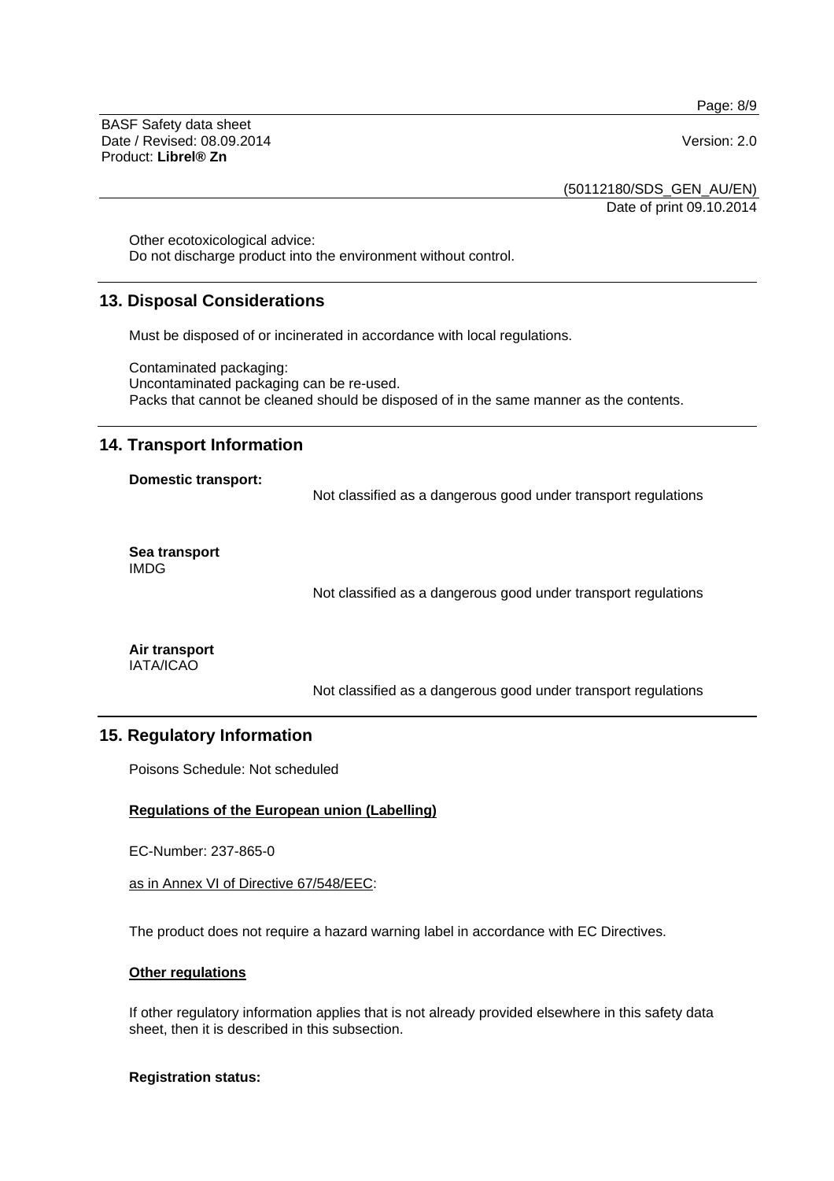Other ecotoxicological advice:
Do not discharge product into the environment without control.

## 13. Disposal Considerations

Must be disposed of or incinerated in accordance with local regulations.

Contaminated packaging:
Uncontaminated packaging can be re-used.
Packs that cannot be cleaned should be disposed of in the same manner as the contents.

## 14. Transport Information

**Domestic transport:**

Not classified as a dangerous good under transport regulations

**Sea transport**
IMDG

Not classified as a dangerous good under transport regulations

**Air transport**
IATA/ICAO

Not classified as a dangerous good under transport regulations

## 15. Regulatory Information

Poisons Schedule: Not scheduled

**Regulations of the European union (Labelling)**

EC-Number: 237-865-0

as in Annex VI of Directive 67/548/EEC:

The product does not require a hazard warning label in accordance with EC Directives.

**Other regulations**

If other regulatory information applies that is not already provided elsewhere in this safety data sheet, then it is described in this subsection.

**Registration status:**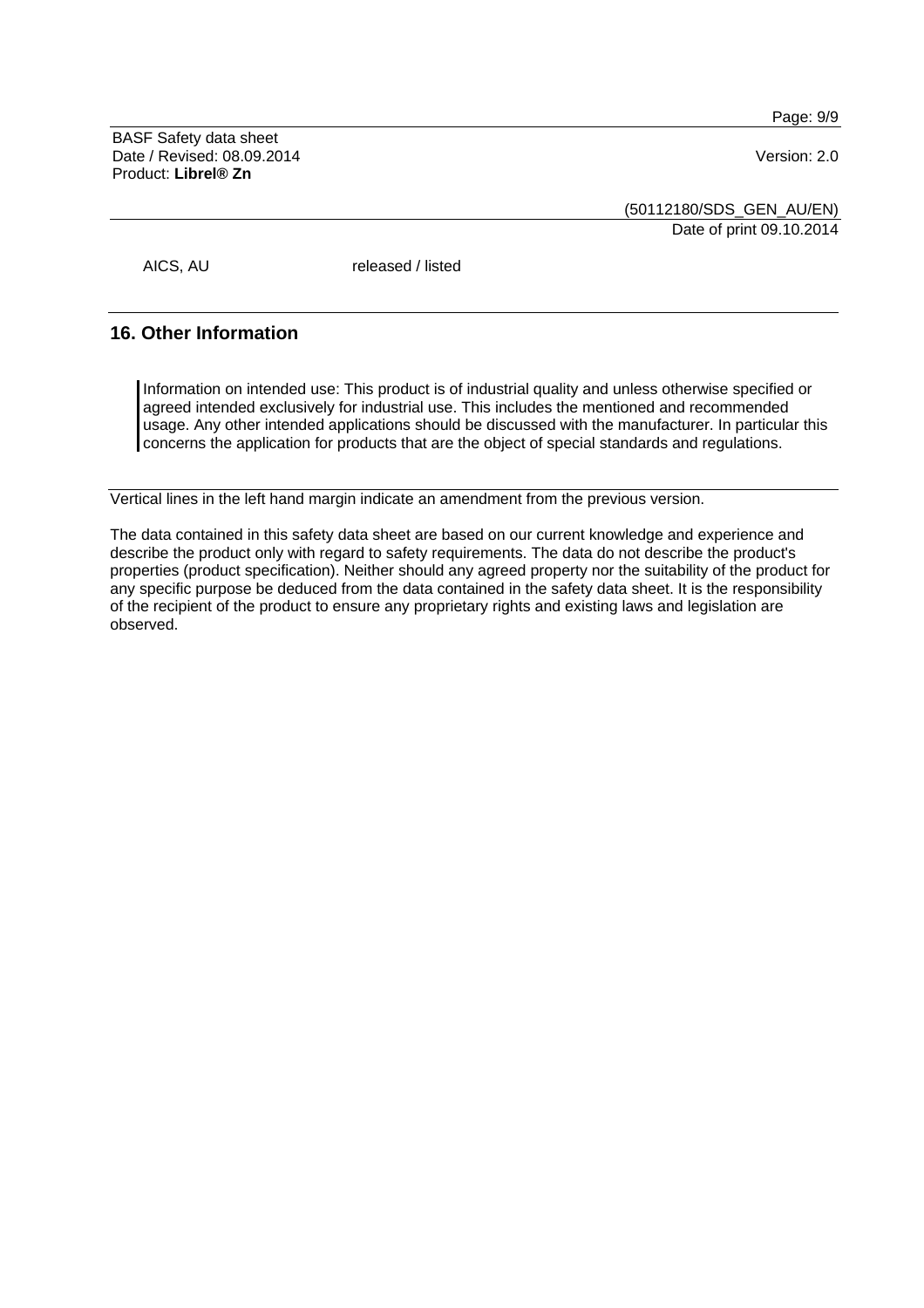AICS, AU released / listed

## 16. Other Information

Information on intended use: This product is of industrial quality and unless otherwise specified or agreed intended exclusively for industrial use. This includes the mentioned and recommended usage. Any other intended applications should be discussed with the manufacturer. In particular this concerns the application for products that are the object of special standards and regulations.

Vertical lines in the left hand margin indicate an amendment from the previous version.

The data contained in this safety data sheet are based on our current knowledge and experience and describe the product only with regard to safety requirements. The data do not describe the product's properties (product specification). Neither should any agreed property nor the suitability of the product for any specific purpose be deduced from the data contained in the safety data sheet. It is the responsibility of the recipient of the product to ensure any proprietary rights and existing laws and legislation are observed.